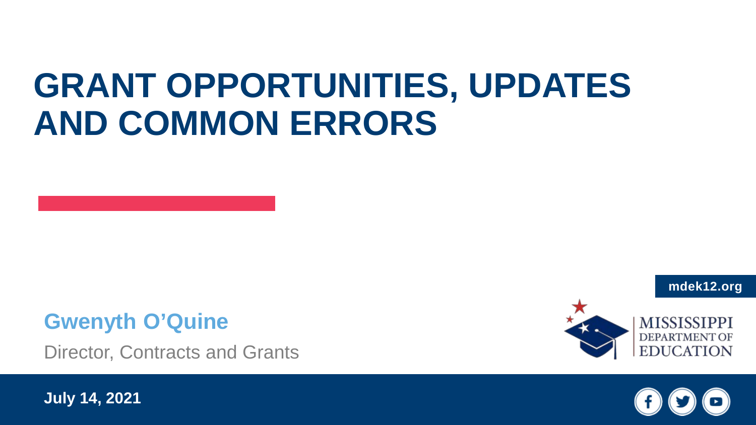# GRANT OPPORTUNITIES, UPDATES AND COMMON ERRORS

**Gwenyth O'Quine**

Director, Contracts and Grants

mdek12.org

MISSISSIPPI DEPARTMENT OF EDUCATION

**July 14, 2021**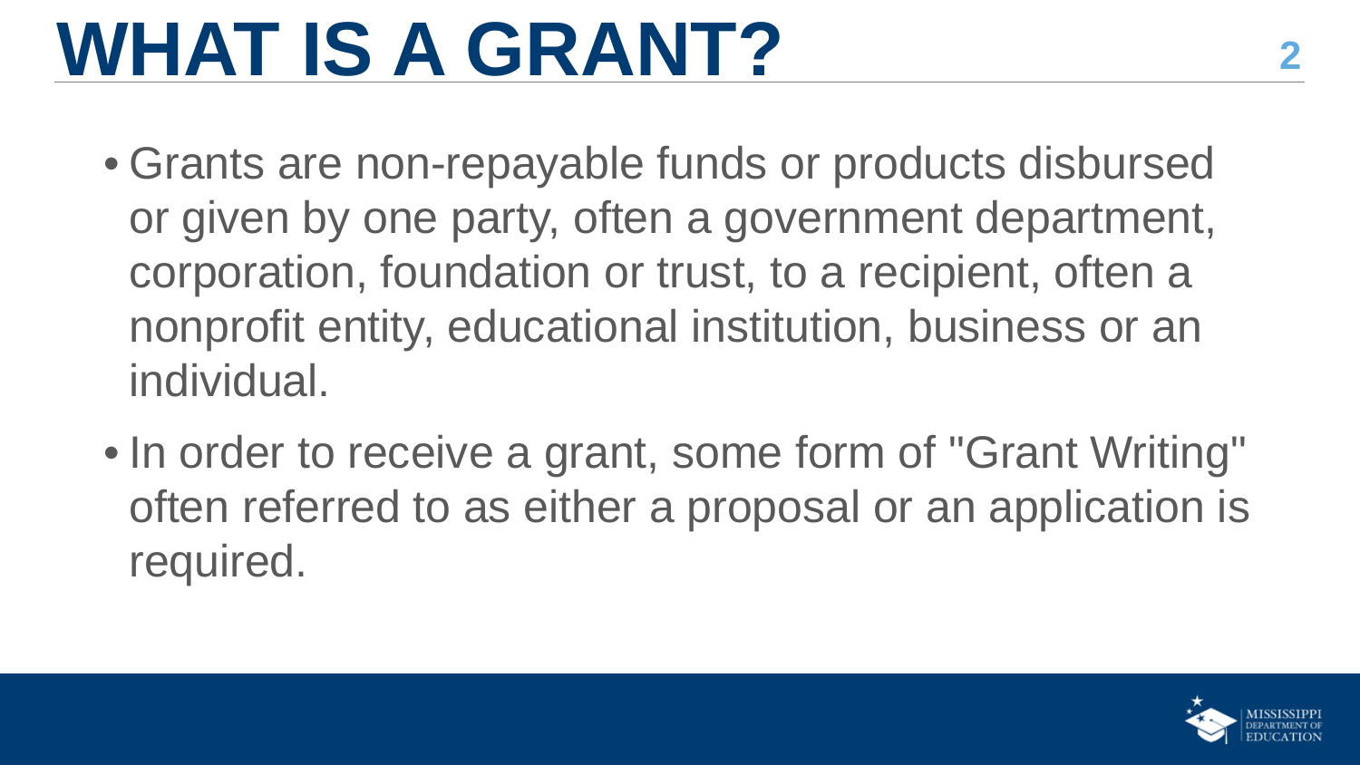# WHAT IS A GRANT?

- Grants are non-repayable funds or products disbursed or given by one party, often a government department, corporation, foundation or trust, to a recipient, often a nonprofit entity, educational institution, business or an individual.
- In order to receive a grant, some form of "Grant Writing" often referred to as either a proposal or an application is required.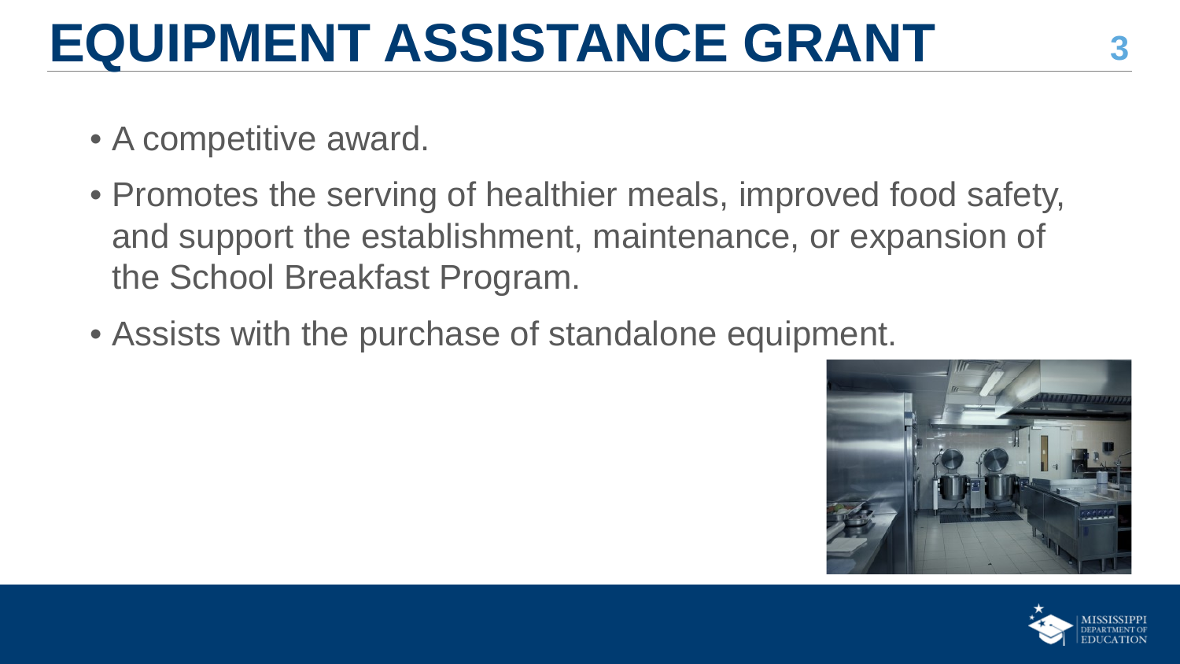# EQUIPMENT ASSISTANCE GRANT

- A competitive award.
- Promotes the serving of healthier meals, improved food safety, and support the establishment, maintenance, or expansion of the School Breakfast Program.
- Assists with the purchase of standalone equipment.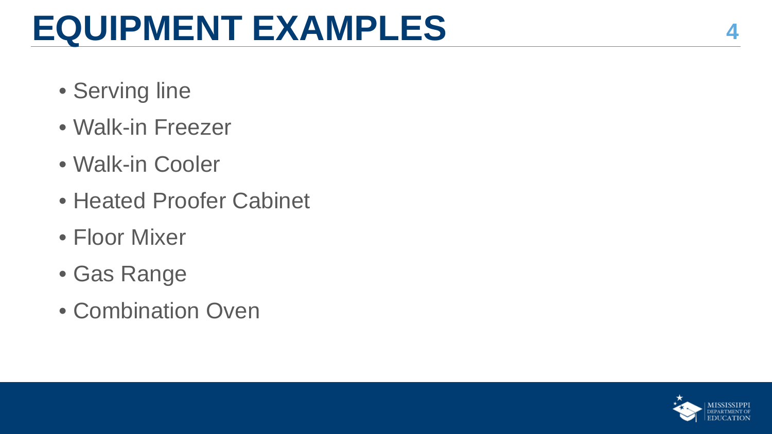# EQUIPMENT EXAMPLES

- Serving line
- Walk-in Freezer
- Walk-in Cooler
- Heated Proofer Cabinet
- Floor Mixer
- Gas Range
- Combination Oven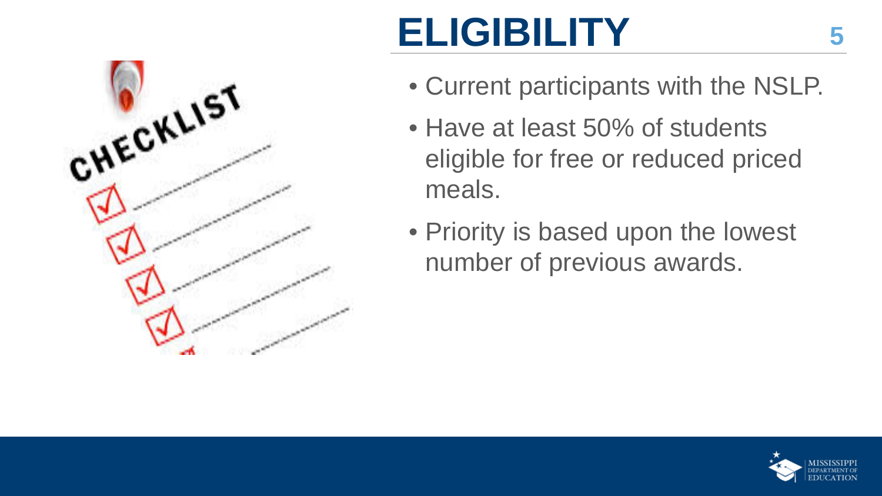# ELIGIBILITY

- Current participants with the NSLP.
- Have at least 50% of students eligible for free or reduced priced meals.
- Priority is based upon the lowest number of previous awards.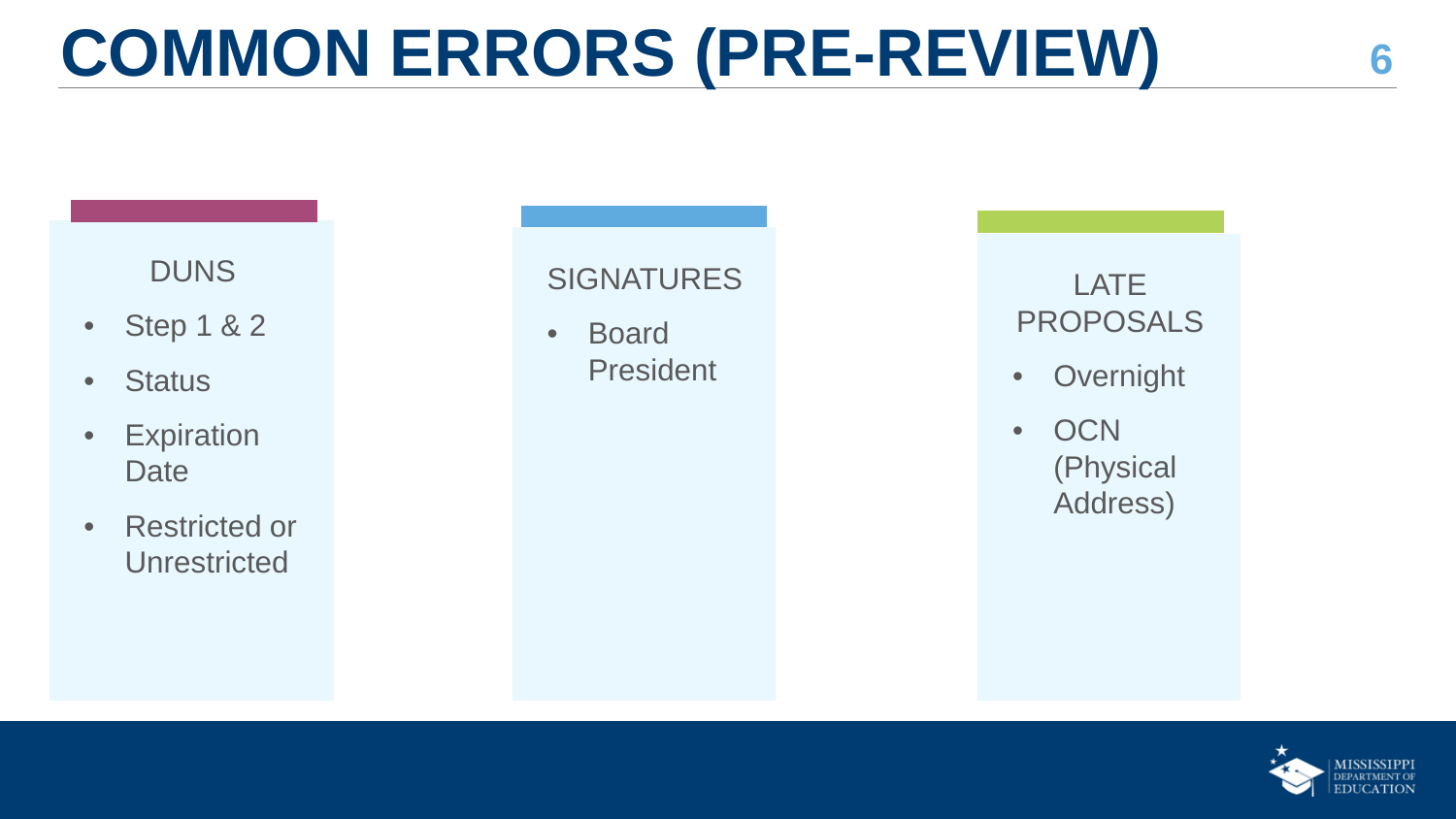# COMMON ERRORS (PRE-REVIEW)

### DUNS

- Step 1 & 2
- Status
- Expiration Date
- Restricted or Unrestricted

### SIGNATURES

- Board President

### LATE PROPOSALS

- Overnight
- OCN (Physical Address)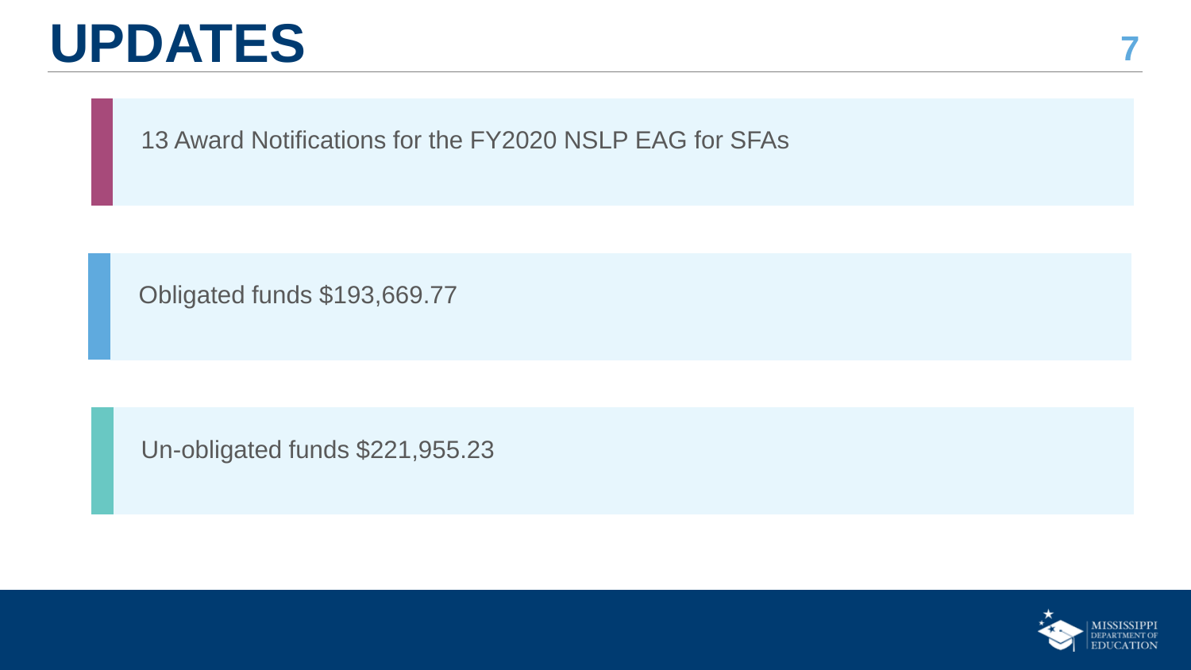# UPDATES

13 Award Notifications for the FY2020 NSLP EAG for SFAs

Obligated funds $193,669.77

Un-obligated funds $221,955.23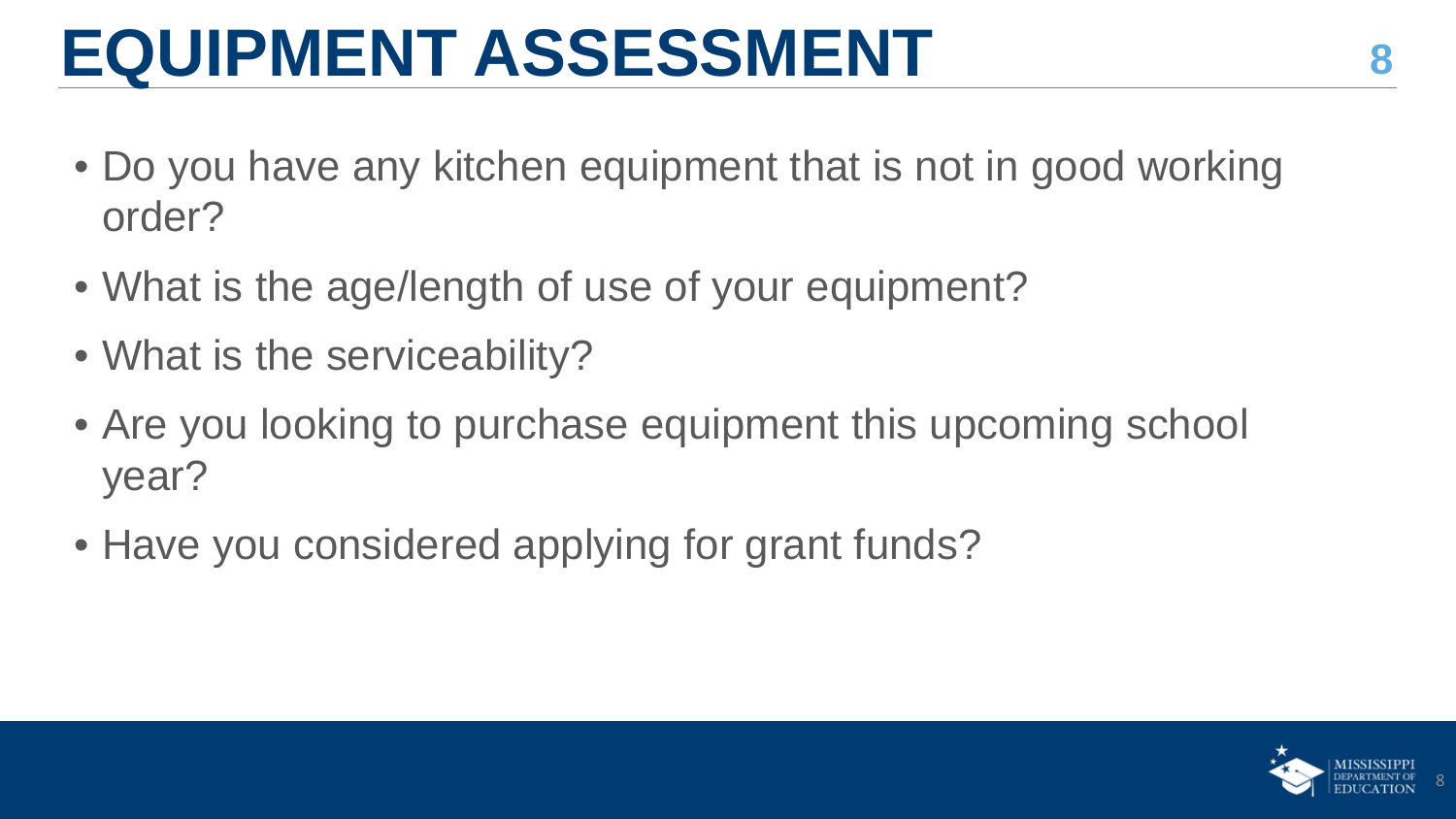# EQUIPMENT ASSESSMENT

- Do you have any kitchen equipment that is not in good working order?
- What is the age/length of use of your equipment?
- What is the serviceability?
- Are you looking to purchase equipment this upcoming school year?
- Have you considered applying for grant funds?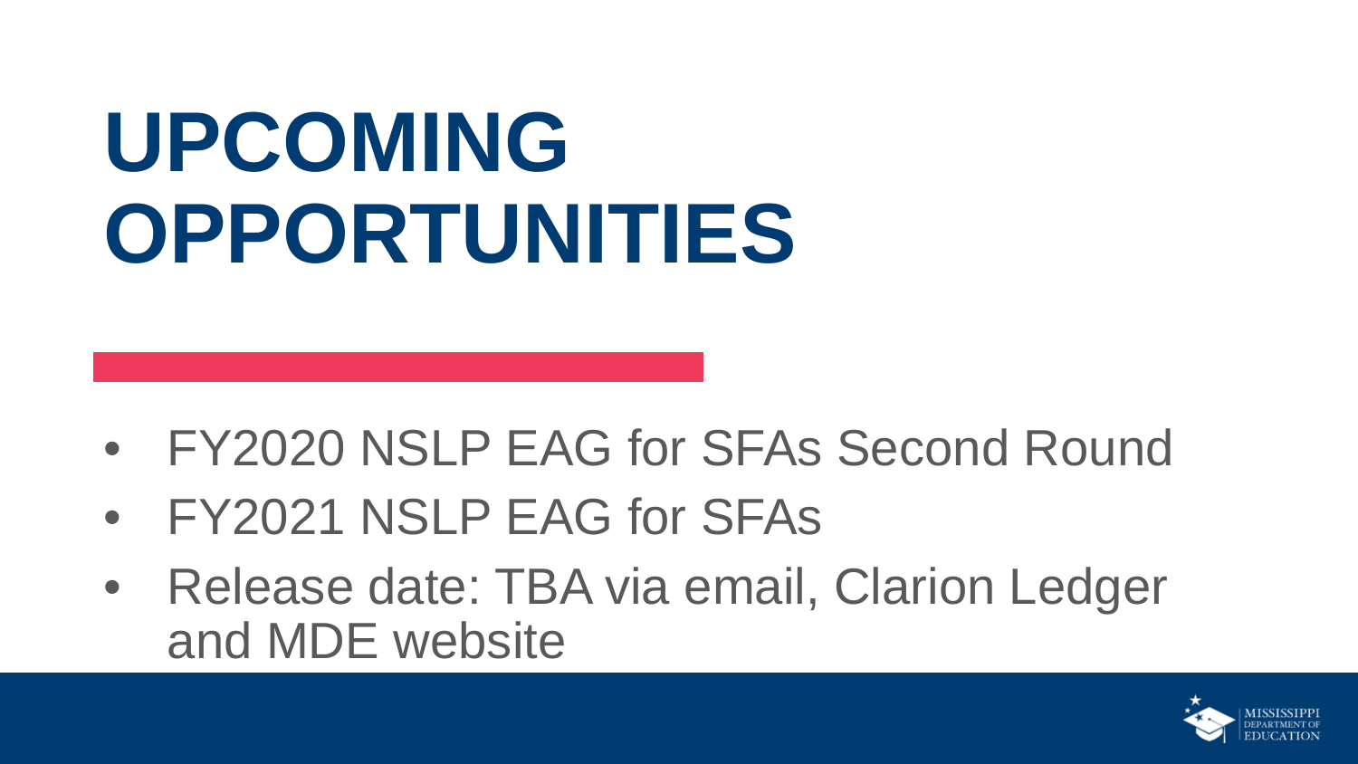# UPCOMING OPPORTUNITIES

- FY2020 NSLP EAG for SFAs Second Round
- FY2021 NSLP EAG for SFAs
- Release date: TBA via email, Clarion Ledger and MDE website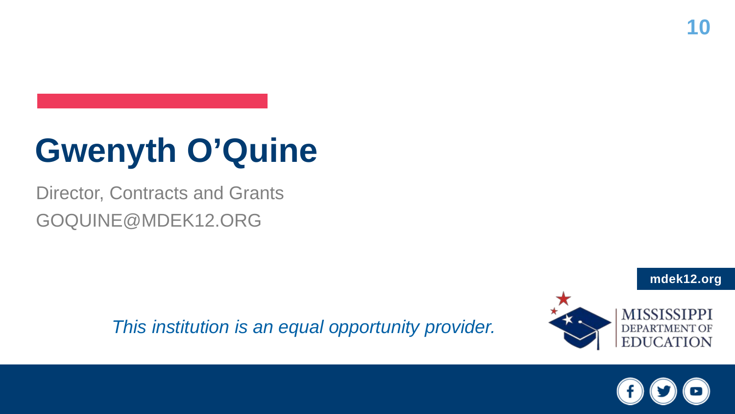# Gwenyth O'Quine

Director, Contracts and Grants

GOQUINE@MDEK12.ORG

mdek12.org

*This institution is an equal opportunity provider.*

MISSISSIPPI DEPARTMENT OF EDUCATION